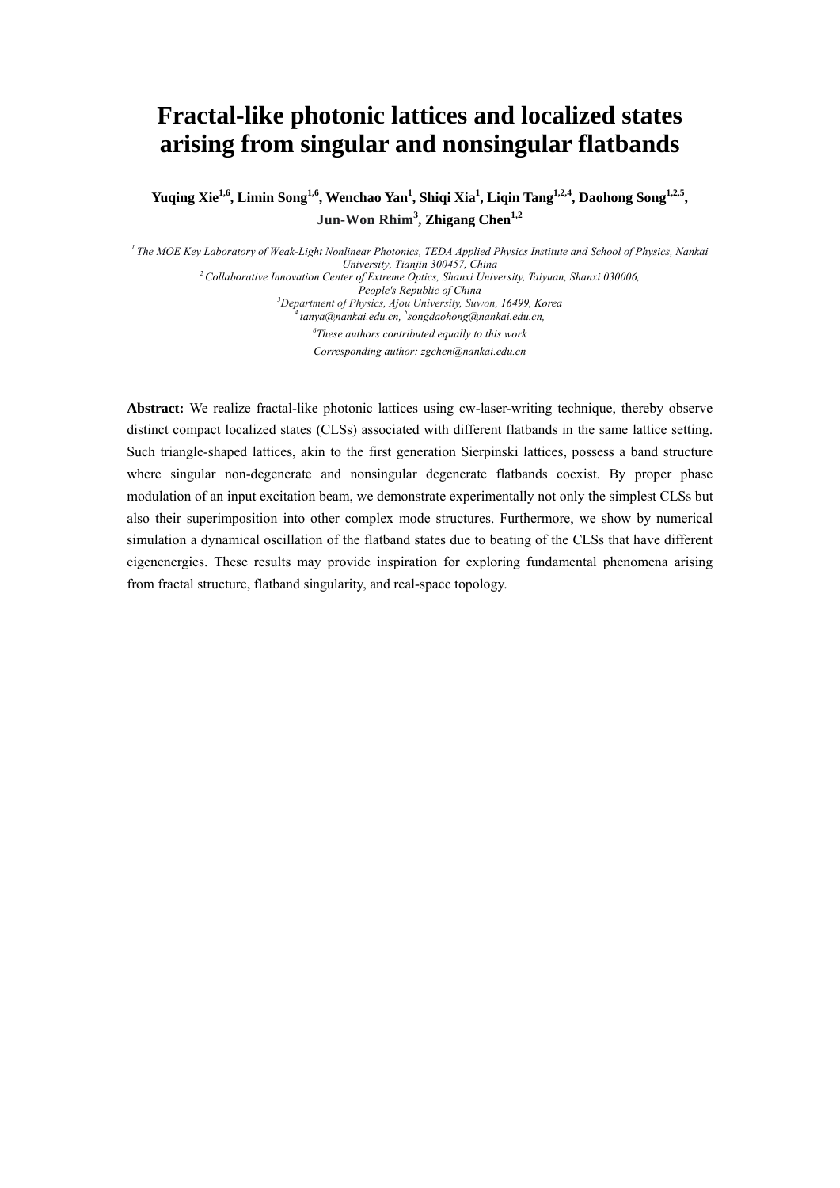# Fractal-like photonic lattices and localized states arising from singular and nonsingular flatbands

**Yuqing Xie[1,6], Limin Song[1,6], Wenchao Yan[1], Shiqi Xia[1], Liqin Tang[1,2,4], Daohong Song[1,2,5], Jun-Won Rhim[3], Zhigang Chen[1,2]**

*[1] The MOE Key Laboratory of Weak-Light Nonlinear Photonics, TEDA Applied Physics Institute and School of Physics, Nankai University, Tianjin 300457, China*
*[2] Collaborative Innovation Center of Extreme Optics, Shanxi University, Taiyuan, Shanxi 030006, People's Republic of China*
*[3] Department of Physics, Ajou University, Suwon, 16499, Korea*
*[4] tanya@nankai.edu.cn, [5] songdaohong@nankai.edu.cn,*
*[6] These authors contributed equally to this work*
*Corresponding author: zgchen@nankai.edu.cn*

**Abstract:** We realize fractal-like photonic lattices using cw-laser-writing technique, thereby observe distinct compact localized states (CLSs) associated with different flatbands in the same lattice setting. Such triangle-shaped lattices, akin to the first generation Sierpinski lattices, possess a band structure where singular non-degenerate and nonsingular degenerate flatbands coexist. By proper phase modulation of an input excitation beam, we demonstrate experimentally not only the simplest CLSs but also their superimposition into other complex mode structures. Furthermore, we show by numerical simulation a dynamical oscillation of the flatband states due to beating of the CLSs that have different eigenenergies. These results may provide inspiration for exploring fundamental phenomena arising from fractal structure, flatband singularity, and real-space topology.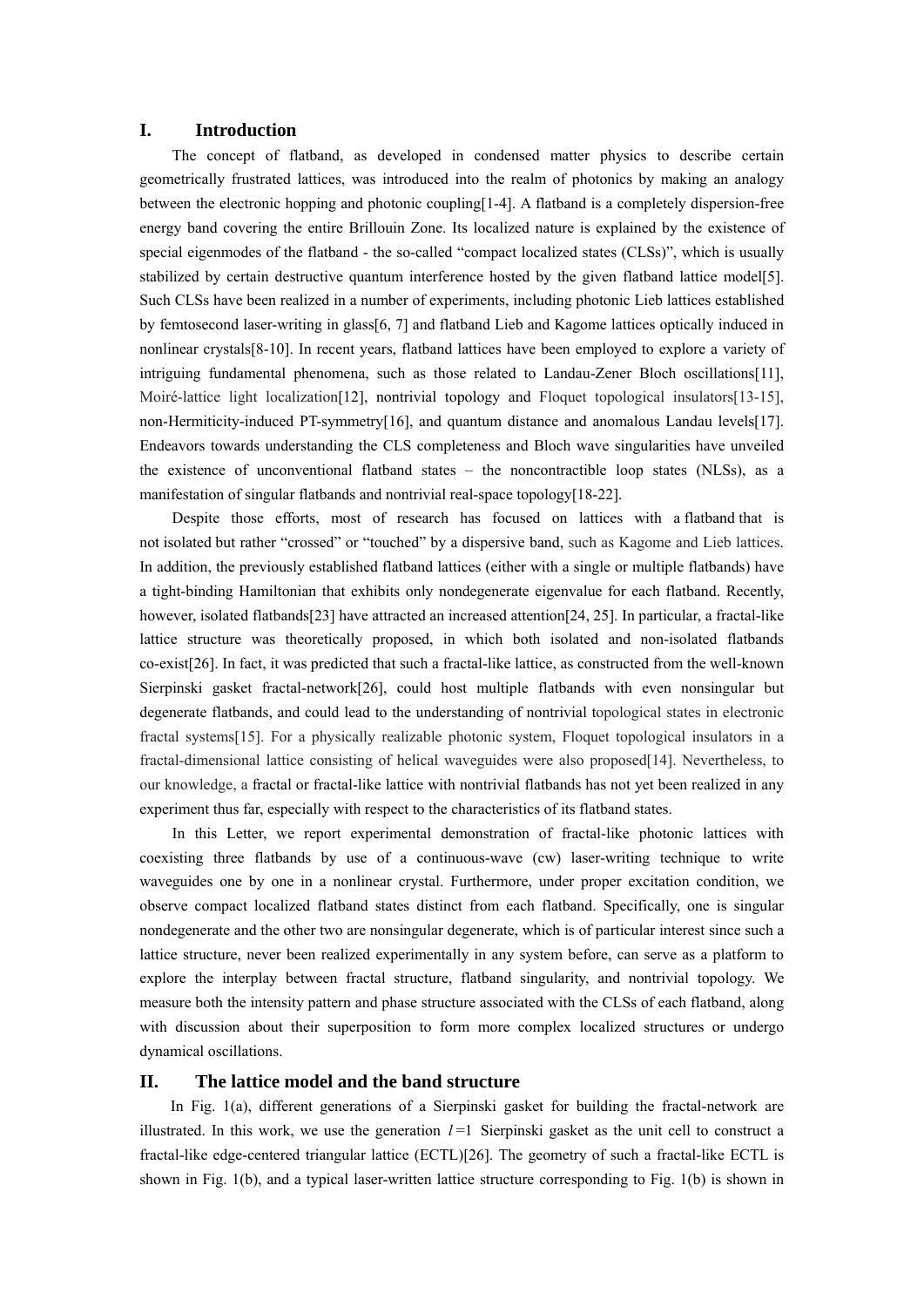## I. Introduction

The concept of flatband, as developed in condensed matter physics to describe certain geometrically frustrated lattices, was introduced into the realm of photonics by making an analogy between the electronic hopping and photonic coupling[1-4]. A flatband is a completely dispersion-free energy band covering the entire Brillouin Zone. Its localized nature is explained by the existence of special eigenmodes of the flatband - the so-called "compact localized states (CLSs)", which is usually stabilized by certain destructive quantum interference hosted by the given flatband lattice model[5]. Such CLSs have been realized in a number of experiments, including photonic Lieb lattices established by femtosecond laser-writing in glass[6, 7] and flatband Lieb and Kagome lattices optically induced in nonlinear crystals[8-10]. In recent years, flatband lattices have been employed to explore a variety of intriguing fundamental phenomena, such as those related to Landau-Zener Bloch oscillations[11], Moiré-lattice light localization[12], nontrivial topology and Floquet topological insulators[13-15], non-Hermiticity-induced PT-symmetry[16], and quantum distance and anomalous Landau levels[17]. Endeavors towards understanding the CLS completeness and Bloch wave singularities have unveiled the existence of unconventional flatband states – the noncontractible loop states (NLSs), as a manifestation of singular flatbands and nontrivial real-space topology[18-22].

Despite those efforts, most of research has focused on lattices with a flatband that is not isolated but rather "crossed" or "touched" by a dispersive band, such as Kagome and Lieb lattices. In addition, the previously established flatband lattices (either with a single or multiple flatbands) have a tight-binding Hamiltonian that exhibits only nondegenerate eigenvalue for each flatband. Recently, however, isolated flatbands[23] have attracted an increased attention[24, 25]. In particular, a fractal-like lattice structure was theoretically proposed, in which both isolated and non-isolated flatbands co-exist[26]. In fact, it was predicted that such a fractal-like lattice, as constructed from the well-known Sierpinski gasket fractal-network[26], could host multiple flatbands with even nonsingular but degenerate flatbands, and could lead to the understanding of nontrivial topological states in electronic fractal systems[15]. For a physically realizable photonic system, Floquet topological insulators in a fractal-dimensional lattice consisting of helical waveguides were also proposed[14]. Nevertheless, to our knowledge, a fractal or fractal-like lattice with nontrivial flatbands has not yet been realized in any experiment thus far, especially with respect to the characteristics of its flatband states.

In this Letter, we report experimental demonstration of fractal-like photonic lattices with coexisting three flatbands by use of a continuous-wave (cw) laser-writing technique to write waveguides one by one in a nonlinear crystal. Furthermore, under proper excitation condition, we observe compact localized flatband states distinct from each flatband. Specifically, one is singular nondegenerate and the other two are nonsingular degenerate, which is of particular interest since such a lattice structure, never been realized experimentally in any system before, can serve as a platform to explore the interplay between fractal structure, flatband singularity, and nontrivial topology. We measure both the intensity pattern and phase structure associated with the CLSs of each flatband, along with discussion about their superposition to form more complex localized structures or undergo dynamical oscillations.

## II. The lattice model and the band structure

In Fig. 1(a), different generations of a Sierpinski gasket for building the fractal-network are illustrated. In this work, we use the generation $l=1$ Sierpinski gasket as the unit cell to construct a fractal-like edge-centered triangular lattice (ECTL)[26]. The geometry of such a fractal-like ECTL is shown in Fig. 1(b), and a typical laser-written lattice structure corresponding to Fig. 1(b) is shown in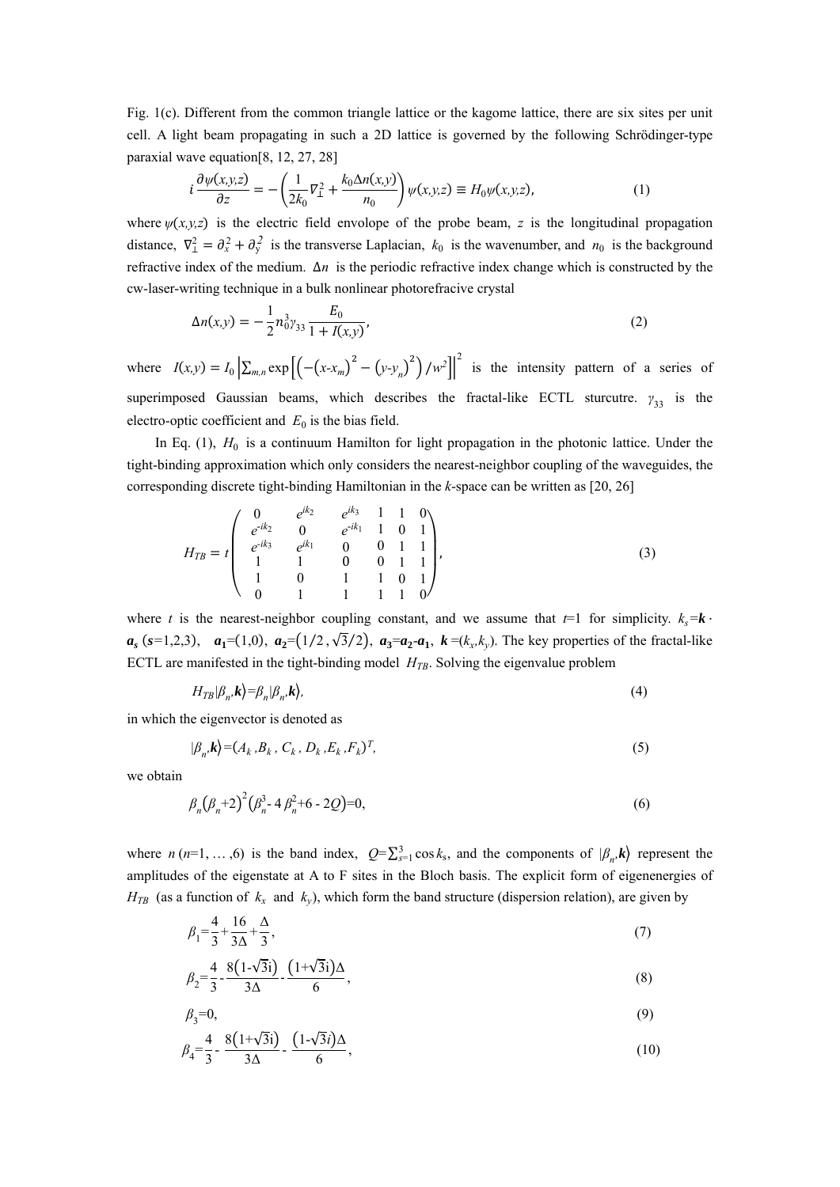Fig. 1(c). Different from the common triangle lattice or the kagome lattice, there are six sites per unit cell. A light beam propagating in such a 2D lattice is governed by the following Schrödinger-type paraxial wave equation[8, 12, 27, 28]

$$i\frac{\partial\psi(x,y,z)}{\partial z}=-\left(\frac{1}{2k_0}\nabla_\perp^2+\frac{k_0\Delta n(x,y)}{n_0}\right)\psi(x,y,z)\equiv H_0\psi(x,y,z), \tag{1}$$

where $\psi(x,y,z)$ is the electric field envolope of the probe beam, $z$ is the longitudinal propagation distance, $\nabla_\perp^2=\partial_x^2+\partial_y^2$ is the transverse Laplacian, $k_0$ is the wavenumber, and $n_0$ is the background refractive index of the medium. $\Delta n$ is the periodic refractive index change which is constructed by the cw-laser-writing technique in a bulk nonlinear photorefracive crystal

$$\Delta n(x,y)=-\frac{1}{2}n_0^3\gamma_{33}\frac{E_0}{1+I(x,y)}, \tag{2}$$

where $I(x,y)=I_0\left|\sum_{m,n}\exp\left[\left(-\left(x\text{-}x_m\right)^2-\left(y\text{-}y_n\right)^2\right)/w^2\right]\right|^2$ is the intensity pattern of a series of superimposed Gaussian beams, which describes the fractal-like ECTL sturcutre. $\gamma_{33}$ is the electro-optic coefficient and $E_0$ is the bias field.

In Eq. (1), $H_0$ is a continuum Hamilton for light propagation in the photonic lattice. Under the tight-binding approximation which only considers the nearest-neighbor coupling of the waveguides, the corresponding discrete tight-binding Hamiltonian in the *k*-space can be written as [20, 26]

$$H_{TB}=t\begin{pmatrix} 0 & e^{ik_2} & e^{ik_3} & 1 & 1 & 0\\ e^{-ik_2} & 0 & e^{-ik_1} & 1 & 0 & 1\\ e^{-ik_3} & e^{ik_1} & 0 & 0 & 1 & 1\\ 1 & 1 & 0 & 0 & 1 & 1\\ 1 & 0 & 1 & 1 & 0 & 1\\ 0 & 1 & 1 & 1 & 1 & 0\end{pmatrix}, \tag{3}$$

where $t$ is the nearest-neighbor coupling constant, and we assume that $t$=1 for simplicity. $k_s=\boldsymbol{k}\cdot\boldsymbol{a_s}$ ($\boldsymbol{s}$=1,2,3), $\boldsymbol{a_1}$=(1,0), $\boldsymbol{a_2}=\left(1/2,\sqrt{3}/2\right)$, $\boldsymbol{a_3}=\boldsymbol{a_2}\text{-}\boldsymbol{a_1}$, $\boldsymbol{k}=(k_x,k_y)$. The key properties of the fractal-like ECTL are manifested in the tight-binding model $H_{TB}$. Solving the eigenvalue problem

$$H_{TB}|\beta_n,\mathbf{k}\rangle=\beta_n|\beta_n,\mathbf{k}\rangle, \tag{4}$$

in which the eigenvector is denoted as

$$|\beta_n,\mathbf{k}\rangle=(A_k\,,B_k\,,\,C_k\,,\,D_k\,,E_k\,,F_k)^T, \tag{5}$$

we obtain

$$\beta_n\left(\beta_n+2\right)^2\left(\beta_n^3\text{-}\,4\,\beta_n^2+6\,\text{-}\,2Q\right)=0, \tag{6}$$

where $n$ ($n$=1, … ,6) is the band index, $Q=\sum_{s=1}^{3}\cos k_s$, and the components of $|\beta_n,\boldsymbol{k}\rangle$ represent the amplitudes of the eigenstate at A to F sites in the Bloch basis. The explicit form of eigenenergies of $H_{TB}$ (as a function of $k_x$ and $k_y$), which form the band structure (dispersion relation), are given by

$$\beta_1=\frac{4}{3}+\frac{16}{3\Delta}+\frac{\Delta}{3}, \tag{7}$$

$$\beta_2=\frac{4}{3}-\frac{8\left(1\text{-}\sqrt{3}\mathrm{i}\right)}{3\Delta}-\frac{\left(1+\sqrt{3}\mathrm{i}\right)\Delta}{6}, \tag{8}$$

$$\beta_3=0, \tag{9}$$

$$\beta_4=\frac{4}{3}-\frac{8\left(1+\sqrt{3}\mathrm{i}\right)}{3\Delta}-\frac{\left(1\text{-}\sqrt{3}i\right)\Delta}{6}, \tag{10}$$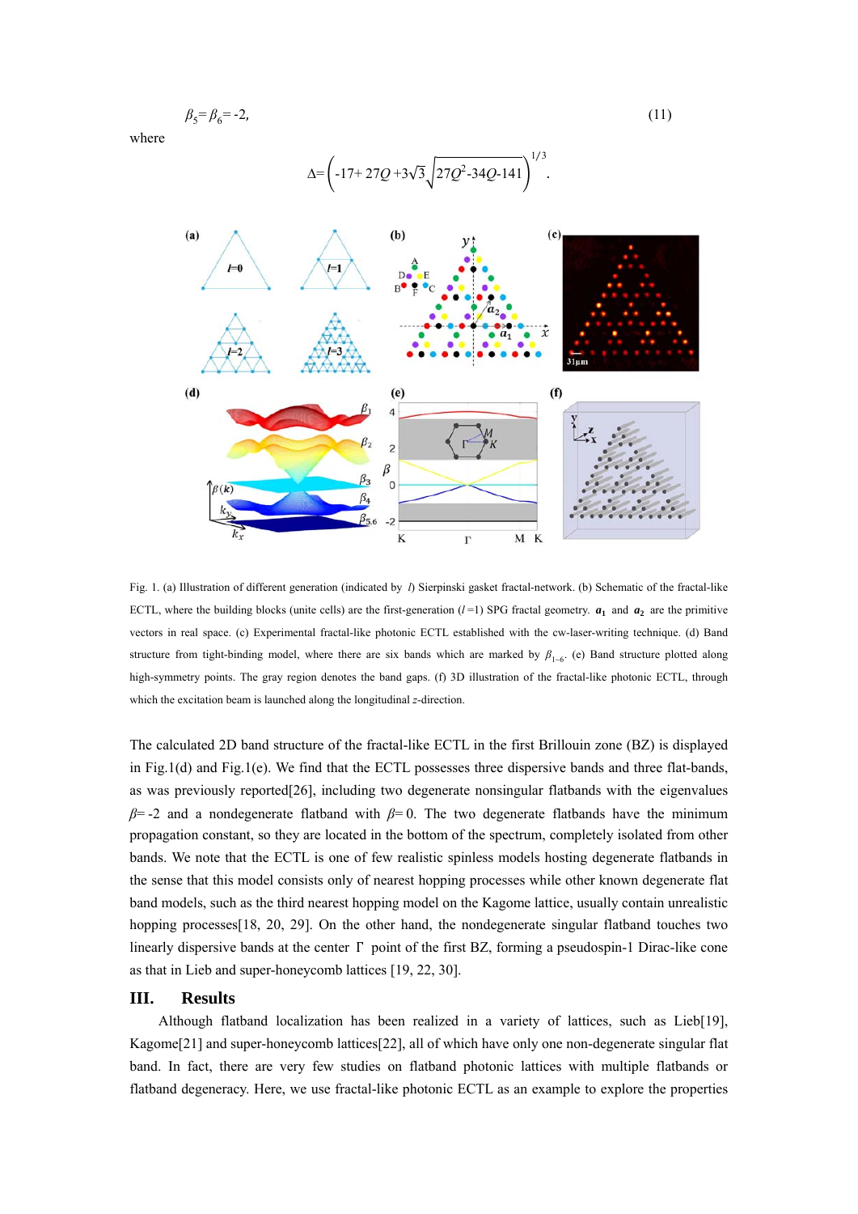$$\beta_5 = \beta_6 = -2, \tag{11}$$

where

$$\Delta = \left( -17 + 27Q + 3\sqrt{3}\sqrt{27Q^2 - 34Q - 141} \right)^{1/3}.$$

Fig. 1. (a) Illustration of different generation (indicated by $l$) Sierpinski gasket fractal-network. (b) Schematic of the fractal-like ECTL, where the building blocks (unite cells) are the first-generation ($l$ =1) SPG fractal geometry. $\boldsymbol{a}_1$ and $\boldsymbol{a}_2$ are the primitive vectors in real space. (c) Experimental fractal-like photonic ECTL established with the cw-laser-writing technique. (d) Band structure from tight-binding model, where there are six bands which are marked by $\beta_{1\text{-}6}$. (e) Band structure plotted along high-symmetry points. The gray region denotes the band gaps. (f) 3D illustration of the fractal-like photonic ECTL, through which the excitation beam is launched along the longitudinal $z$-direction.

The calculated 2D band structure of the fractal-like ECTL in the first Brillouin zone (BZ) is displayed in Fig.1(d) and Fig.1(e). We find that the ECTL possesses three dispersive bands and three flat-bands, as was previously reported[26], including two degenerate nonsingular flatbands with the eigenvalues $\beta$= -2 and a nondegenerate flatband with $\beta$= 0. The two degenerate flatbands have the minimum propagation constant, so they are located in the bottom of the spectrum, completely isolated from other bands. We note that the ECTL is one of few realistic spinless models hosting degenerate flatbands in the sense that this model consists only of nearest hopping processes while other known degenerate flat band models, such as the third nearest hopping model on the Kagome lattice, usually contain unrealistic hopping processes[18, 20, 29]. On the other hand, the nondegenerate singular flatband touches two linearly dispersive bands at the center Γ point of the first BZ, forming a pseudospin-1 Dirac-like cone as that in Lieb and super-honeycomb lattices [19, 22, 30].

## III. Results

Although flatband localization has been realized in a variety of lattices, such as Lieb[19], Kagome[21] and super-honeycomb lattices[22], all of which have only one non-degenerate singular flat band. In fact, there are very few studies on flatband photonic lattices with multiple flatbands or flatband degeneracy. Here, we use fractal-like photonic ECTL as an example to explore the properties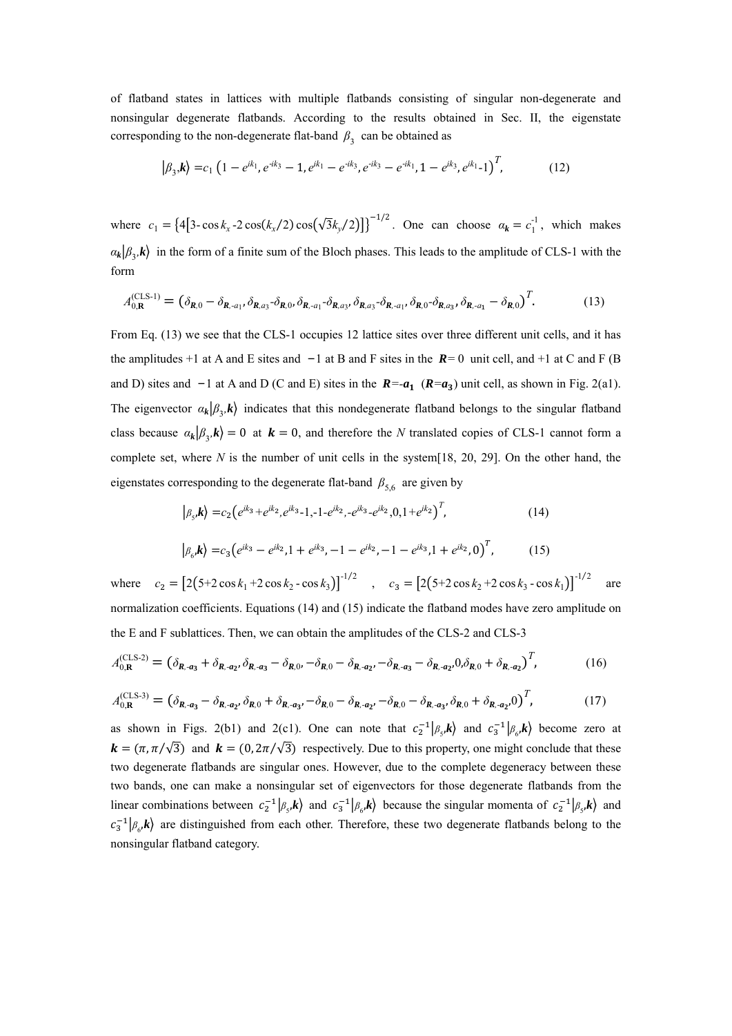of flatband states in lattices with multiple flatbands consisting of singular non-degenerate and nonsingular degenerate flatbands. According to the results obtained in Sec. II, the eigenstate corresponding to the non-degenerate flat-band $\beta_3$ can be obtained as

$$|\beta_3,\boldsymbol{k}\rangle = c_1\left(1-e^{ik_1}, e^{-ik_3}-1, e^{ik_1}-e^{-ik_3}, e^{-ik_3}-e^{-ik_1}, 1-e^{ik_3}, e^{ik_1}\text{-}1\right)^T, \tag{12}$$

where $c_1=\left\{4\left[3\text{-}\cos k_x\text{-}2\cos(k_x/2)\cos\left(\sqrt{3}k_y/2\right)\right]\right\}^{-1/2}$. One can choose $\alpha_{\boldsymbol{k}}=c_1^{-1}$, which makes $\alpha_{\boldsymbol{k}}|\beta_3,\boldsymbol{k}\rangle$ in the form of a finite sum of the Bloch phases. This leads to the amplitude of CLS-1 with the form

$$A_{0,\mathbf{R}}^{(\text{CLS-1})}=\left(\delta_{\boldsymbol{R},0}-\delta_{\boldsymbol{R},\text{-}a_1}, \delta_{\boldsymbol{R},a_3}\text{-}\delta_{\boldsymbol{R},0}, \delta_{\boldsymbol{R},\text{-}a_1}\text{-}\delta_{\boldsymbol{R},a_3}, \delta_{\boldsymbol{R},a_3}\text{-}\delta_{\boldsymbol{R},\text{-}a_1}, \delta_{\boldsymbol{R},0}\text{-}\delta_{\boldsymbol{R},a_3}, \delta_{\boldsymbol{R},\text{-}a_1}-\delta_{\boldsymbol{R},0}\right)^T. \tag{13}$$

From Eq. (13) we see that the CLS-1 occupies 12 lattice sites over three different unit cells, and it has the amplitudes +1 at A and E sites and $-1$ at B and F sites in the $\boldsymbol{R}=0$ unit cell, and +1 at C and F (B and D) sites and $-1$ at A and D (C and E) sites in the $\boldsymbol{R}$=-$\boldsymbol{a_1}$ ($\boldsymbol{R}$=$\boldsymbol{a_3}$) unit cell, as shown in Fig. 2(a1). The eigenvector $\alpha_{\boldsymbol{k}}|\beta_3,\boldsymbol{k}\rangle$ indicates that this nondegenerate flatband belongs to the singular flatband class because $\alpha_{\boldsymbol{k}}|\beta_3,\boldsymbol{k}\rangle=0$ at $\boldsymbol{k}=0$, and therefore the $N$ translated copies of CLS-1 cannot form a complete set, where $N$ is the number of unit cells in the system[18, 20, 29]. On the other hand, the eigenstates corresponding to the degenerate flat-band $\beta_{5,6}$ are given by

$$|\beta_5,\boldsymbol{k}\rangle = c_2\left(e^{ik_3}+e^{ik_2}, e^{ik_3}\text{-}1, \text{-}1\text{-}e^{ik_2}, \text{-}e^{ik_3}\text{-}e^{ik_2}, 0, 1+e^{ik_2}\right)^T, \tag{14}$$

$$|\beta_6,\boldsymbol{k}\rangle = c_3\left(e^{ik_3}-e^{ik_2}, 1+e^{ik_3}, -1-e^{ik_2}, -1-e^{ik_3}, 1+e^{ik_2}, 0\right)^T, \tag{15}$$

where $c_2=\left[2\left(5+2\cos k_1+2\cos k_2\text{ - }\cos k_3\right)\right]^{-1/2}$, $c_3=\left[2\left(5+2\cos k_2+2\cos k_3\text{ - }\cos k_1\right)\right]^{-1/2}$ are normalization coefficients. Equations (14) and (15) indicate the flatband modes have zero amplitude on the E and F sublattices. Then, we can obtain the amplitudes of the CLS-2 and CLS-3

$$A_{0,\mathbf{R}}^{(\text{CLS-2})}=\left(\delta_{\boldsymbol{R},\text{-}\boldsymbol{a_3}}+\delta_{\boldsymbol{R},\text{-}\boldsymbol{a_2}}, \delta_{\boldsymbol{R},\text{-}\boldsymbol{a_3}}-\delta_{\boldsymbol{R},0}, -\delta_{\boldsymbol{R},0}-\delta_{\boldsymbol{R},\text{-}\boldsymbol{a_2}}, -\delta_{\boldsymbol{R},\text{-}\boldsymbol{a_3}}-\delta_{\boldsymbol{R},\text{-}\boldsymbol{a_2}}, 0, \delta_{\boldsymbol{R},0}+\delta_{\boldsymbol{R},\text{-}\boldsymbol{a_2}}\right)^T, \tag{16}$$

$$A_{0,\mathbf{R}}^{(\text{CLS-3})}=\left(\delta_{\boldsymbol{R},\text{-}\boldsymbol{a_3}}-\delta_{\boldsymbol{R},\text{-}\boldsymbol{a_2}}, \delta_{\boldsymbol{R},0}+\delta_{\boldsymbol{R},\text{-}\boldsymbol{a_3}}, -\delta_{\boldsymbol{R},0}-\delta_{\boldsymbol{R},\text{-}\boldsymbol{a_2}}, -\delta_{\boldsymbol{R},0}-\delta_{\boldsymbol{R},\text{-}\boldsymbol{a_3}}, \delta_{\boldsymbol{R},0}+\delta_{\boldsymbol{R},\text{-}\boldsymbol{a_2}}, 0\right)^T, \tag{17}$$

as shown in Figs. 2(b1) and 2(c1). One can note that $c_2^{-1}|\beta_5,\boldsymbol{k}\rangle$ and $c_3^{-1}|\beta_6,\boldsymbol{k}\rangle$ become zero at $\boldsymbol{k}=(\pi,\pi/\sqrt{3})$ and $\boldsymbol{k}=(0,2\pi/\sqrt{3})$ respectively. Due to this property, one might conclude that these two degenerate flatbands are singular ones. However, due to the complete degeneracy between these two bands, one can make a nonsingular set of eigenvectors for those degenerate flatbands from the linear combinations between $c_2^{-1}|\beta_5,\boldsymbol{k}\rangle$ and $c_3^{-1}|\beta_6,\boldsymbol{k}\rangle$ because the singular momenta of $c_2^{-1}|\beta_5,\boldsymbol{k}\rangle$ and $c_3^{-1}|\beta_6,\boldsymbol{k}\rangle$ are distinguished from each other. Therefore, these two degenerate flatbands belong to the nonsingular flatband category.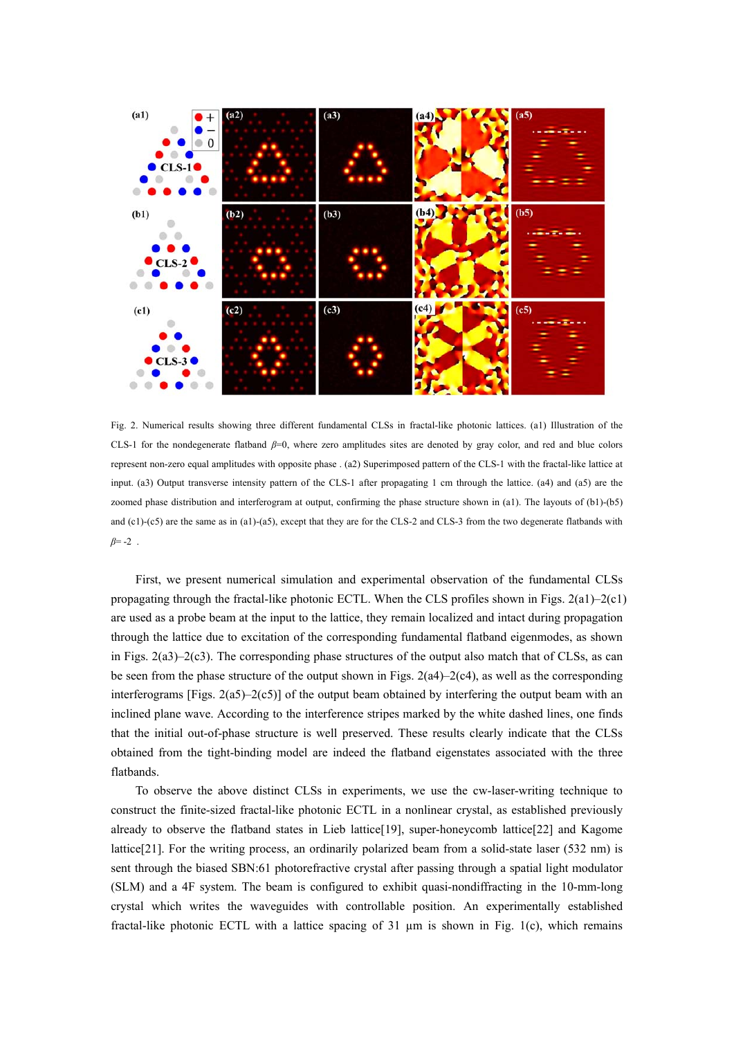Fig. 2. Numerical results showing three different fundamental CLSs in fractal-like photonic lattices. (a1) Illustration of the CLS-1 for the nondegenerate flatband $\beta$=0, where zero amplitudes sites are denoted by gray color, and red and blue colors represent non-zero equal amplitudes with opposite phase . (a2) Superimposed pattern of the CLS-1 with the fractal-like lattice at input. (a3) Output transverse intensity pattern of the CLS-1 after propagating 1 cm through the lattice. (a4) and (a5) are the zoomed phase distribution and interferogram at output, confirming the phase structure shown in (a1). The layouts of (b1)-(b5) and (c1)-(c5) are the same as in (a1)-(a5), except that they are for the CLS-2 and CLS-3 from the two degenerate flatbands with $\beta$= -2 .

First, we present numerical simulation and experimental observation of the fundamental CLSs propagating through the fractal-like photonic ECTL. When the CLS profiles shown in Figs. 2(a1)–2(c1) are used as a probe beam at the input to the lattice, they remain localized and intact during propagation through the lattice due to excitation of the corresponding fundamental flatband eigenmodes, as shown in Figs. 2(a3)–2(c3). The corresponding phase structures of the output also match that of CLSs, as can be seen from the phase structure of the output shown in Figs. 2(a4)–2(c4), as well as the corresponding interferograms [Figs. 2(a5)–2(c5)] of the output beam obtained by interfering the output beam with an inclined plane wave. According to the interference stripes marked by the white dashed lines, one finds that the initial out-of-phase structure is well preserved. These results clearly indicate that the CLSs obtained from the tight-binding model are indeed the flatband eigenstates associated with the three flatbands.

To observe the above distinct CLSs in experiments, we use the cw-laser-writing technique to construct the finite-sized fractal-like photonic ECTL in a nonlinear crystal, as established previously already to observe the flatband states in Lieb lattice[19], super-honeycomb lattice[22] and Kagome lattice[21]. For the writing process, an ordinarily polarized beam from a solid-state laser (532 nm) is sent through the biased SBN:61 photorefractive crystal after passing through a spatial light modulator (SLM) and a 4F system. The beam is configured to exhibit quasi-nondiffracting in the 10-mm-long crystal which writes the waveguides with controllable position. An experimentally established fractal-like photonic ECTL with a lattice spacing of 31 μm is shown in Fig. 1(c), which remains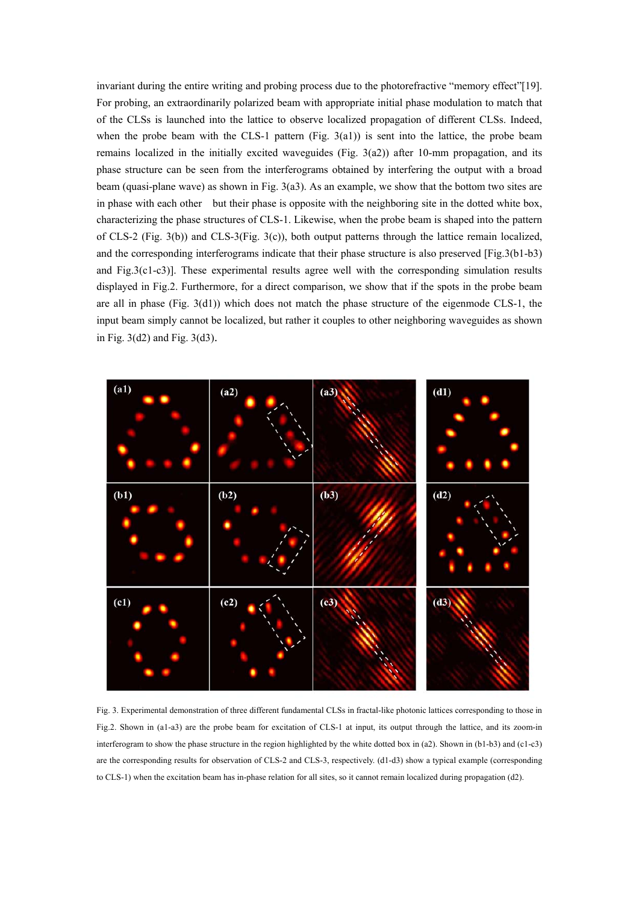invariant during the entire writing and probing process due to the photorefractive "memory effect"[19]. For probing, an extraordinarily polarized beam with appropriate initial phase modulation to match that of the CLSs is launched into the lattice to observe localized propagation of different CLSs. Indeed, when the probe beam with the CLS-1 pattern (Fig. 3(a1)) is sent into the lattice, the probe beam remains localized in the initially excited waveguides (Fig. 3(a2)) after 10-mm propagation, and its phase structure can be seen from the interferograms obtained by interfering the output with a broad beam (quasi-plane wave) as shown in Fig. 3(a3). As an example, we show that the bottom two sites are in phase with each other but their phase is opposite with the neighboring site in the dotted white box, characterizing the phase structures of CLS-1. Likewise, when the probe beam is shaped into the pattern of CLS-2 (Fig. 3(b)) and CLS-3(Fig. 3(c)), both output patterns through the lattice remain localized, and the corresponding interferograms indicate that their phase structure is also preserved [Fig.3(b1-b3) and Fig.3(c1-c3)]. These experimental results agree well with the corresponding simulation results displayed in Fig.2. Furthermore, for a direct comparison, we show that if the spots in the probe beam are all in phase (Fig. 3(d1)) which does not match the phase structure of the eigenmode CLS-1, the input beam simply cannot be localized, but rather it couples to other neighboring waveguides as shown in Fig. 3(d2) and Fig. 3(d3).

Fig. 3. Experimental demonstration of three different fundamental CLSs in fractal-like photonic lattices corresponding to those in Fig.2. Shown in (a1-a3) are the probe beam for excitation of CLS-1 at input, its output through the lattice, and its zoom-in interferogram to show the phase structure in the region highlighted by the white dotted box in (a2). Shown in (b1-b3) and (c1-c3) are the corresponding results for observation of CLS-2 and CLS-3, respectively. (d1-d3) show a typical example (corresponding to CLS-1) when the excitation beam has in-phase relation for all sites, so it cannot remain localized during propagation (d2).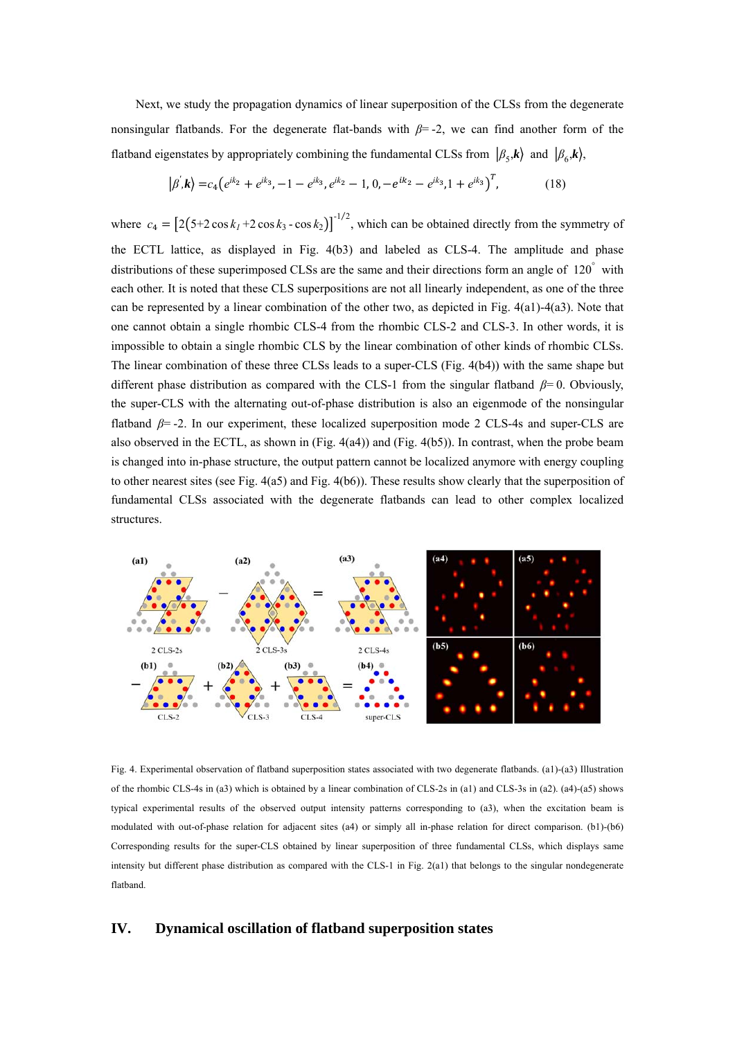Next, we study the propagation dynamics of linear superposition of the CLSs from the degenerate nonsingular flatbands. For the degenerate flat-bands with $\beta$= -2, we can find another form of the flatband eigenstates by appropriately combining the fundamental CLSs from $|\beta_5,\boldsymbol{k}\rangle$ and $|\beta_6,\boldsymbol{k}\rangle$,

$$|\beta^{'},\boldsymbol{k}\rangle = c_4\left(e^{ik_2}+e^{ik_3}, -1-e^{ik_3}, e^{ik_2}-1, 0, -e^{ik_2}-e^{ik_3}, 1+e^{ik_3}\right)^T, \qquad (18)$$

where $c_4 = \left[2\left(5+2\cos k_1 +2\cos k_3 - \cos k_2\right)\right]^{-1/2}$, which can be obtained directly from the symmetry of the ECTL lattice, as displayed in Fig. 4(b3) and labeled as CLS-4. The amplitude and phase distributions of these superimposed CLSs are the same and their directions form an angle of 120° with each other. It is noted that these CLS superpositions are not all linearly independent, as one of the three can be represented by a linear combination of the other two, as depicted in Fig. 4(a1)-4(a3). Note that one cannot obtain a single rhombic CLS-4 from the rhombic CLS-2 and CLS-3. In other words, it is impossible to obtain a single rhombic CLS by the linear combination of other kinds of rhombic CLSs. The linear combination of these three CLSs leads to a super-CLS (Fig. 4(b4)) with the same shape but different phase distribution as compared with the CLS-1 from the singular flatband $\beta$= 0. Obviously, the super-CLS with the alternating out-of-phase distribution is also an eigenmode of the nonsingular flatband $\beta$= -2. In our experiment, these localized superposition mode 2 CLS-4s and super-CLS are also observed in the ECTL, as shown in (Fig. 4(a4)) and (Fig. 4(b5)). In contrast, when the probe beam is changed into in-phase structure, the output pattern cannot be localized anymore with energy coupling to other nearest sites (see Fig. 4(a5) and Fig. 4(b6)). These results show clearly that the superposition of fundamental CLSs associated with the degenerate flatbands can lead to other complex localized structures.

Fig. 4. Experimental observation of flatband superposition states associated with two degenerate flatbands. (a1)-(a3) Illustration of the rhombic CLS-4s in (a3) which is obtained by a linear combination of CLS-2s in (a1) and CLS-3s in (a2). (a4)-(a5) shows typical experimental results of the observed output intensity patterns corresponding to (a3), when the excitation beam is modulated with out-of-phase relation for adjacent sites (a4) or simply all in-phase relation for direct comparison. (b1)-(b6) Corresponding results for the super-CLS obtained by linear superposition of three fundamental CLSs, which displays same intensity but different phase distribution as compared with the CLS-1 in Fig. 2(a1) that belongs to the singular nondegenerate flatband.

## IV. Dynamical oscillation of flatband superposition states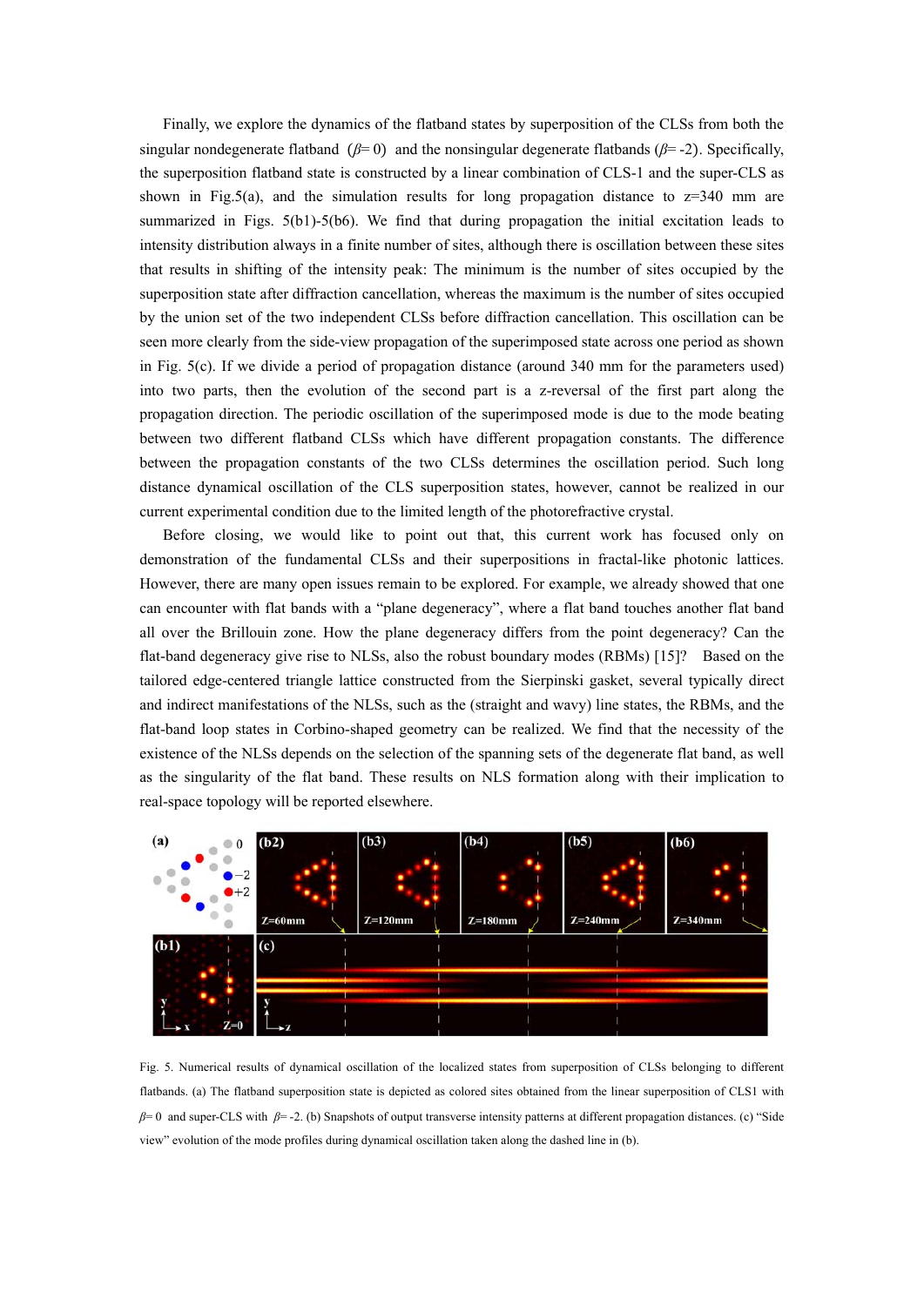Finally, we explore the dynamics of the flatband states by superposition of the CLSs from both the singular nondegenerate flatband ($\beta = 0$) and the nonsingular degenerate flatbands ($\beta = -2$). Specifically, the superposition flatband state is constructed by a linear combination of CLS-1 and the super-CLS as shown in Fig.5(a), and the simulation results for long propagation distance to z=340 mm are summarized in Figs. 5(b1)-5(b6). We find that during propagation the initial excitation leads to intensity distribution always in a finite number of sites, although there is oscillation between these sites that results in shifting of the intensity peak: The minimum is the number of sites occupied by the superposition state after diffraction cancellation, whereas the maximum is the number of sites occupied by the union set of the two independent CLSs before diffraction cancellation. This oscillation can be seen more clearly from the side-view propagation of the superimposed state across one period as shown in Fig. 5(c). If we divide a period of propagation distance (around 340 mm for the parameters used) into two parts, then the evolution of the second part is a z-reversal of the first part along the propagation direction. The periodic oscillation of the superimposed mode is due to the mode beating between two different flatband CLSs which have different propagation constants. The difference between the propagation constants of the two CLSs determines the oscillation period. Such long distance dynamical oscillation of the CLS superposition states, however, cannot be realized in our current experimental condition due to the limited length of the photorefractive crystal.

Before closing, we would like to point out that, this current work has focused only on demonstration of the fundamental CLSs and their superpositions in fractal-like photonic lattices. However, there are many open issues remain to be explored. For example, we already showed that one can encounter with flat bands with a "plane degeneracy", where a flat band touches another flat band all over the Brillouin zone. How the plane degeneracy differs from the point degeneracy? Can the flat-band degeneracy give rise to NLSs, also the robust boundary modes (RBMs) [15]? Based on the tailored edge-centered triangle lattice constructed from the Sierpinski gasket, several typically direct and indirect manifestations of the NLSs, such as the (straight and wavy) line states, the RBMs, and the flat-band loop states in Corbino-shaped geometry can be realized. We find that the necessity of the existence of the NLSs depends on the selection of the spanning sets of the degenerate flat band, as well as the singularity of the flat band. These results on NLS formation along with their implication to real-space topology will be reported elsewhere.

Fig. 5. Numerical results of dynamical oscillation of the localized states from superposition of CLSs belonging to different flatbands. (a) The flatband superposition state is depicted as colored sites obtained from the linear superposition of CLS1 with $\beta = 0$ and super-CLS with $\beta = -2$. (b) Snapshots of output transverse intensity patterns at different propagation distances. (c) "Side view" evolution of the mode profiles during dynamical oscillation taken along the dashed line in (b).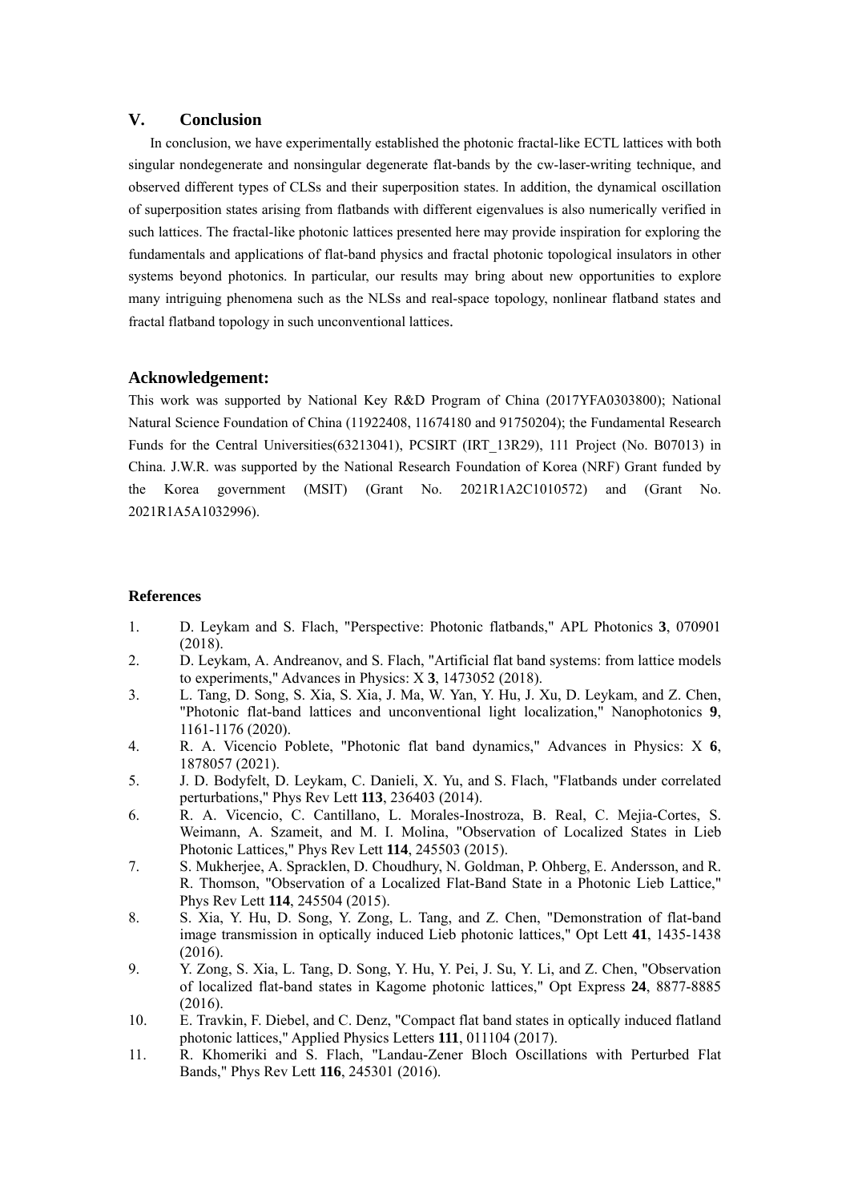## V. Conclusion

In conclusion, we have experimentally established the photonic fractal-like ECTL lattices with both singular nondegenerate and nonsingular degenerate flat-bands by the cw-laser-writing technique, and observed different types of CLSs and their superposition states. In addition, the dynamical oscillation of superposition states arising from flatbands with different eigenvalues is also numerically verified in such lattices. The fractal-like photonic lattices presented here may provide inspiration for exploring the fundamentals and applications of flat-band physics and fractal photonic topological insulators in other systems beyond photonics. In particular, our results may bring about new opportunities to explore many intriguing phenomena such as the NLSs and real-space topology, nonlinear flatband states and fractal flatband topology in such unconventional lattices.

## Acknowledgement:

This work was supported by National Key R&D Program of China (2017YFA0303800); National Natural Science Foundation of China (11922408, 11674180 and 91750204); the Fundamental Research Funds for the Central Universities(63213041), PCSIRT (IRT_13R29), 111 Project (No. B07013) in China. J.W.R. was supported by the National Research Foundation of Korea (NRF) Grant funded by the Korea government (MSIT) (Grant No. 2021R1A2C1010572) and (Grant No. 2021R1A5A1032996).

### References

1. D. Leykam and S. Flach, "Perspective: Photonic flatbands," APL Photonics **3**, 070901 (2018).
2. D. Leykam, A. Andreanov, and S. Flach, "Artificial flat band systems: from lattice models to experiments," Advances in Physics: X **3**, 1473052 (2018).
3. L. Tang, D. Song, S. Xia, S. Xia, J. Ma, W. Yan, Y. Hu, J. Xu, D. Leykam, and Z. Chen, "Photonic flat-band lattices and unconventional light localization," Nanophotonics **9**, 1161-1176 (2020).
4. R. A. Vicencio Poblete, "Photonic flat band dynamics," Advances in Physics: X **6**, 1878057 (2021).
5. J. D. Bodyfelt, D. Leykam, C. Danieli, X. Yu, and S. Flach, "Flatbands under correlated perturbations," Phys Rev Lett **113**, 236403 (2014).
6. R. A. Vicencio, C. Cantillano, L. Morales-Inostroza, B. Real, C. Mejia-Cortes, S. Weimann, A. Szameit, and M. I. Molina, "Observation of Localized States in Lieb Photonic Lattices," Phys Rev Lett **114**, 245503 (2015).
7. S. Mukherjee, A. Spracklen, D. Choudhury, N. Goldman, P. Ohberg, E. Andersson, and R. R. Thomson, "Observation of a Localized Flat-Band State in a Photonic Lieb Lattice," Phys Rev Lett **114**, 245504 (2015).
8. S. Xia, Y. Hu, D. Song, Y. Zong, L. Tang, and Z. Chen, "Demonstration of flat-band image transmission in optically induced Lieb photonic lattices," Opt Lett **41**, 1435-1438 (2016).
9. Y. Zong, S. Xia, L. Tang, D. Song, Y. Hu, Y. Pei, J. Su, Y. Li, and Z. Chen, "Observation of localized flat-band states in Kagome photonic lattices," Opt Express **24**, 8877-8885 (2016).
10. E. Travkin, F. Diebel, and C. Denz, "Compact flat band states in optically induced flatland photonic lattices," Applied Physics Letters **111**, 011104 (2017).
11. R. Khomeriki and S. Flach, "Landau-Zener Bloch Oscillations with Perturbed Flat Bands," Phys Rev Lett **116**, 245301 (2016).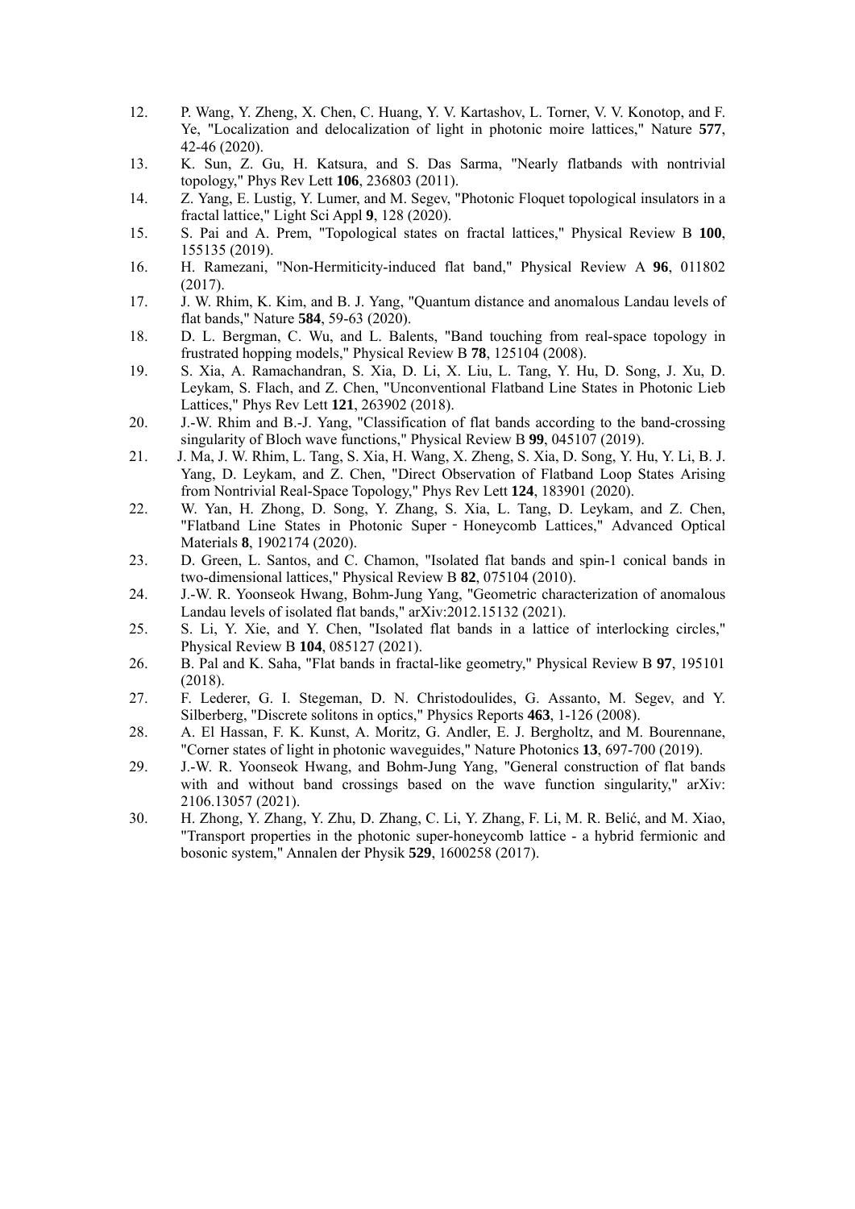12. P. Wang, Y. Zheng, X. Chen, C. Huang, Y. V. Kartashov, L. Torner, V. V. Konotop, and F. Ye, "Localization and delocalization of light in photonic moire lattices," Nature **577**, 42-46 (2020).
13. K. Sun, Z. Gu, H. Katsura, and S. Das Sarma, "Nearly flatbands with nontrivial topology," Phys Rev Lett **106**, 236803 (2011).
14. Z. Yang, E. Lustig, Y. Lumer, and M. Segev, "Photonic Floquet topological insulators in a fractal lattice," Light Sci Appl **9**, 128 (2020).
15. S. Pai and A. Prem, "Topological states on fractal lattices," Physical Review B **100**, 155135 (2019).
16. H. Ramezani, "Non-Hermiticity-induced flat band," Physical Review A **96**, 011802 (2017).
17. J. W. Rhim, K. Kim, and B. J. Yang, "Quantum distance and anomalous Landau levels of flat bands," Nature **584**, 59-63 (2020).
18. D. L. Bergman, C. Wu, and L. Balents, "Band touching from real-space topology in frustrated hopping models," Physical Review B **78**, 125104 (2008).
19. S. Xia, A. Ramachandran, S. Xia, D. Li, X. Liu, L. Tang, Y. Hu, D. Song, J. Xu, D. Leykam, S. Flach, and Z. Chen, "Unconventional Flatband Line States in Photonic Lieb Lattices," Phys Rev Lett **121**, 263902 (2018).
20. J.-W. Rhim and B.-J. Yang, "Classification of flat bands according to the band-crossing singularity of Bloch wave functions," Physical Review B **99**, 045107 (2019).
21. J. Ma, J. W. Rhim, L. Tang, S. Xia, H. Wang, X. Zheng, S. Xia, D. Song, Y. Hu, Y. Li, B. J. Yang, D. Leykam, and Z. Chen, "Direct Observation of Flatband Loop States Arising from Nontrivial Real-Space Topology," Phys Rev Lett **124**, 183901 (2020).
22. W. Yan, H. Zhong, D. Song, Y. Zhang, S. Xia, L. Tang, D. Leykam, and Z. Chen, "Flatband Line States in Photonic Super‐Honeycomb Lattices," Advanced Optical Materials **8**, 1902174 (2020).
23. D. Green, L. Santos, and C. Chamon, "Isolated flat bands and spin-1 conical bands in two-dimensional lattices," Physical Review B **82**, 075104 (2010).
24. J.-W. R. Yoonseok Hwang, Bohm-Jung Yang, "Geometric characterization of anomalous Landau levels of isolated flat bands," arXiv:2012.15132 (2021).
25. S. Li, Y. Xie, and Y. Chen, "Isolated flat bands in a lattice of interlocking circles," Physical Review B **104**, 085127 (2021).
26. B. Pal and K. Saha, "Flat bands in fractal-like geometry," Physical Review B **97**, 195101 (2018).
27. F. Lederer, G. I. Stegeman, D. N. Christodoulides, G. Assanto, M. Segev, and Y. Silberberg, "Discrete solitons in optics," Physics Reports **463**, 1-126 (2008).
28. A. El Hassan, F. K. Kunst, A. Moritz, G. Andler, E. J. Bergholtz, and M. Bourennane, "Corner states of light in photonic waveguides," Nature Photonics **13**, 697-700 (2019).
29. J.-W. R. Yoonseok Hwang, and Bohm-Jung Yang, "General construction of flat bands with and without band crossings based on the wave function singularity," arXiv: 2106.13057 (2021).
30. H. Zhong, Y. Zhang, Y. Zhu, D. Zhang, C. Li, Y. Zhang, F. Li, M. R. Belić, and M. Xiao, "Transport properties in the photonic super-honeycomb lattice - a hybrid fermionic and bosonic system," Annalen der Physik **529**, 1600258 (2017).